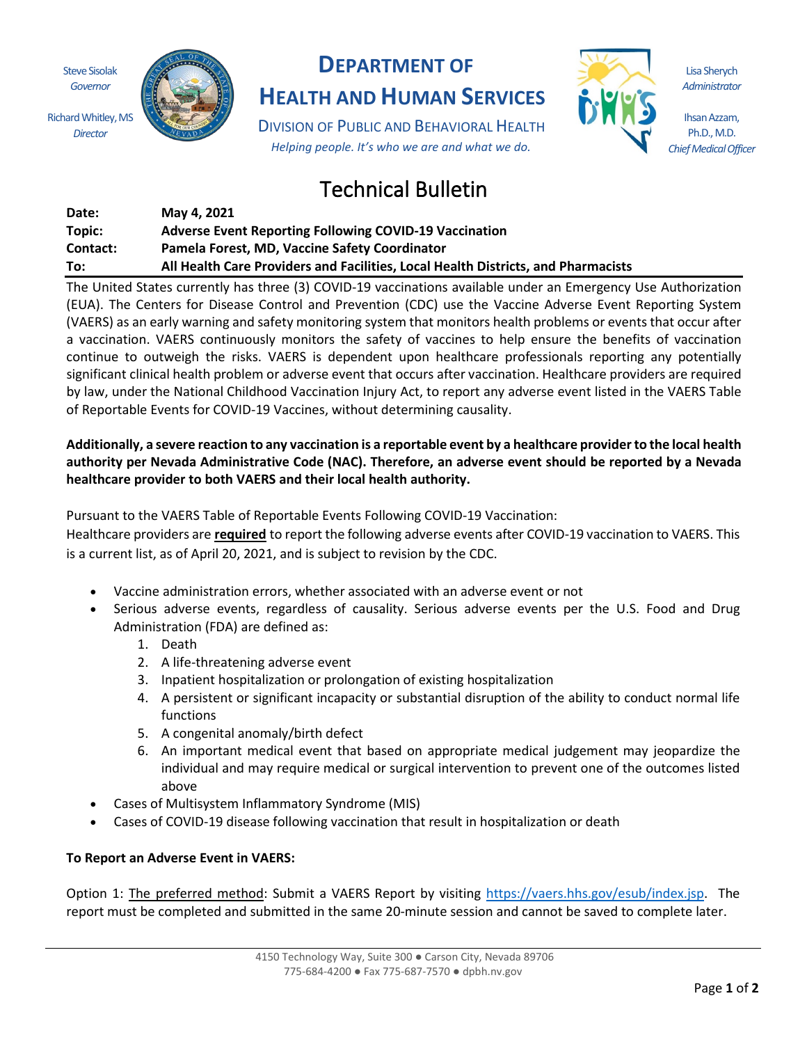Steve Sisolak
*Governor*

Richard Whitley, MS
*Director*

# DEPARTMENT OF HEALTH AND HUMAN SERVICES

DIVISION OF PUBLIC AND BEHAVIORAL HEALTH

*Helping people. It's who we are and what we do.*

Lisa Sherych
*Administrator*

Ihsan Azzam, Ph.D., M.D.
*Chief Medical Officer*

## Technical Bulletin

| | |
|---|---|
| **Date:** | **May 4, 2021** |
| **Topic:** | **Adverse Event Reporting Following COVID-19 Vaccination** |
| **Contact:** | **Pamela Forest, MD, Vaccine Safety Coordinator** |
| **To:** | **All Health Care Providers and Facilities, Local Health Districts, and Pharmacists** |

The United States currently has three (3) COVID-19 vaccinations available under an Emergency Use Authorization (EUA). The Centers for Disease Control and Prevention (CDC) use the Vaccine Adverse Event Reporting System (VAERS) as an early warning and safety monitoring system that monitors health problems or events that occur after a vaccination. VAERS continuously monitors the safety of vaccines to help ensure the benefits of vaccination continue to outweigh the risks. VAERS is dependent upon healthcare professionals reporting any potentially significant clinical health problem or adverse event that occurs after vaccination. Healthcare providers are required by law, under the National Childhood Vaccination Injury Act, to report any adverse event listed in the VAERS Table of Reportable Events for COVID-19 Vaccines, without determining causality.

**Additionally, a severe reaction to any vaccination is a reportable event by a healthcare provider to the local health authority per Nevada Administrative Code (NAC). Therefore, an adverse event should be reported by a Nevada healthcare provider to both VAERS and their local health authority.**

Pursuant to the VAERS Table of Reportable Events Following COVID-19 Vaccination:
Healthcare providers are **required** to report the following adverse events after COVID-19 vaccination to VAERS. This is a current list, as of April 20, 2021, and is subject to revision by the CDC.

- Vaccine administration errors, whether associated with an adverse event or not
- Serious adverse events, regardless of causality. Serious adverse events per the U.S. Food and Drug Administration (FDA) are defined as:
  1. Death
  2. A life-threatening adverse event
  3. Inpatient hospitalization or prolongation of existing hospitalization
  4. A persistent or significant incapacity or substantial disruption of the ability to conduct normal life functions
  5. A congenital anomaly/birth defect
  6. An important medical event that based on appropriate medical judgement may jeopardize the individual and may require medical or surgical intervention to prevent one of the outcomes listed above
- Cases of Multisystem Inflammatory Syndrome (MIS)
- Cases of COVID-19 disease following vaccination that result in hospitalization or death

**To Report an Adverse Event in VAERS:**

Option 1: The preferred method: Submit a VAERS Report by visiting https://vaers.hhs.gov/esub/index.jsp. The report must be completed and submitted in the same 20-minute session and cannot be saved to complete later.

4150 Technology Way, Suite 300 ● Carson City, Nevada 89706
775-684-4200 ● Fax 775-687-7570 ● dpbh.nv.gov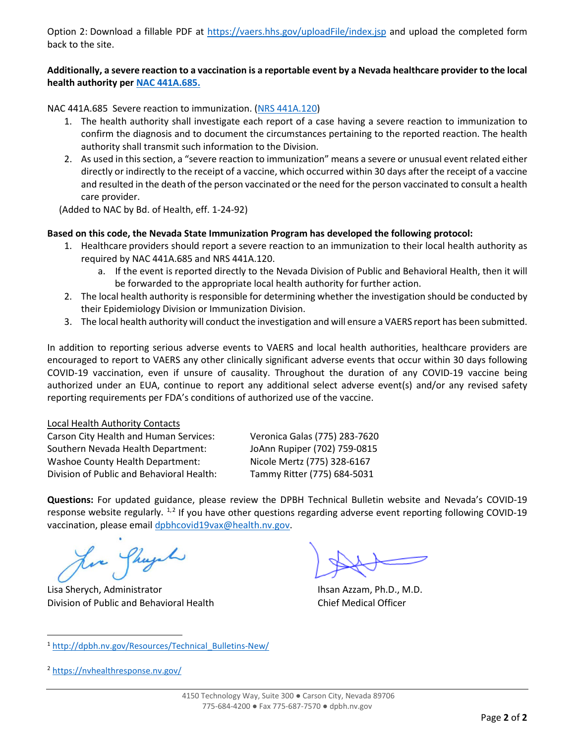Option 2: Download a fillable PDF at https://vaers.hhs.gov/uploadFile/index.jsp and upload the completed form back to the site.

**Additionally, a severe reaction to a vaccination is a reportable event by a Nevada healthcare provider to the local health authority per NAC 441A.685.**

NAC 441A.685 Severe reaction to immunization. (NRS 441A.120)

1. The health authority shall investigate each report of a case having a severe reaction to immunization to confirm the diagnosis and to document the circumstances pertaining to the reported reaction. The health authority shall transmit such information to the Division.
2. As used in this section, a "severe reaction to immunization" means a severe or unusual event related either directly or indirectly to the receipt of a vaccine, which occurred within 30 days after the receipt of a vaccine and resulted in the death of the person vaccinated or the need for the person vaccinated to consult a health care provider.

(Added to NAC by Bd. of Health, eff. 1-24-92)

**Based on this code, the Nevada State Immunization Program has developed the following protocol:**

1. Healthcare providers should report a severe reaction to an immunization to their local health authority as required by NAC 441A.685 and NRS 441A.120.
    a. If the event is reported directly to the Nevada Division of Public and Behavioral Health, then it will be forwarded to the appropriate local health authority for further action.
2. The local health authority is responsible for determining whether the investigation should be conducted by their Epidemiology Division or Immunization Division.
3. The local health authority will conduct the investigation and will ensure a VAERS report has been submitted.

In addition to reporting serious adverse events to VAERS and local health authorities, healthcare providers are encouraged to report to VAERS any other clinically significant adverse events that occur within 30 days following COVID-19 vaccination, even if unsure of causality. Throughout the duration of any COVID-19 vaccine being authorized under an EUA, continue to report any additional select adverse event(s) and/or any revised safety reporting requirements per FDA's conditions of authorized use of the vaccine.

<u>Local Health Authority Contacts</u>

| | |
|---|---|
| Carson City Health and Human Services: | Veronica Galas (775) 283-7620 |
| Southern Nevada Health Department: | JoAnn Rupiper (702) 759-0815 |
| Washoe County Health Department: | Nicole Mertz (775) 328-6167 |
| Division of Public and Behavioral Health: | Tammy Ritter (775) 684-5031 |

**Questions:** For updated guidance, please review the DPBH Technical Bulletin website and Nevada's COVID-19 response website regularly. [1,2] If you have other questions regarding adverse event reporting following COVID-19 vaccination, please email dpbhcovid19vax@health.nv.gov.

Lisa Sherych, Administrator
Division of Public and Behavioral Health

Ihsan Azzam, Ph.D., M.D.
Chief Medical Officer

[1] http://dpbh.nv.gov/Resources/Technical_Bulletins-New/

[2] https://nvhealthresponse.nv.gov/

4150 Technology Way, Suite 300 ● Carson City, Nevada 89706
775-684-4200 ● Fax 775-687-7570 ● dpbh.nv.gov